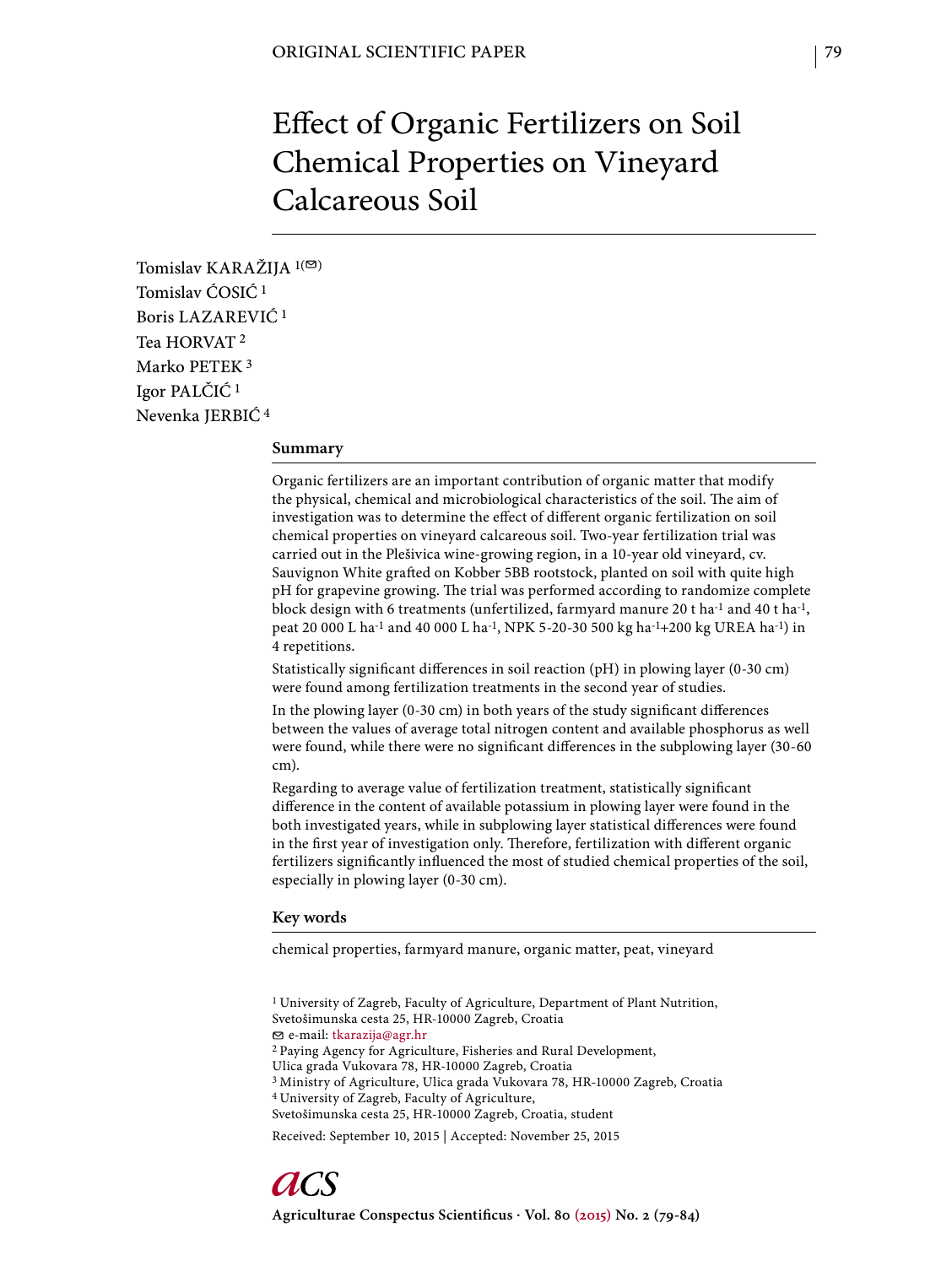ORIGINAL SCIENTIFIC PAPER

# Effect of Organic Fertilizers on Soil Chemical Properties on Vineyard Calcareous Soil

Tomislav KARAŽIJA [1(✉)]
Tomislav ĆOSIĆ [1]
Boris LAZAREVIĆ [1]
Tea HORVAT [2]
Marko PETEK [3]
Igor PALČIĆ [1]
Nevenka JERBIĆ [4]

## Summary

Organic fertilizers are an important contribution of organic matter that modify the physical, chemical and microbiological characteristics of the soil. The aim of investigation was to determine the effect of different organic fertilization on soil chemical properties on vineyard calcareous soil. Two-year fertilization trial was carried out in the Plešivica wine-growing region, in a 10-year old vineyard, cv. Sauvignon White grafted on Kobber 5BB rootstock, planted on soil with quite high pH for grapevine growing. The trial was performed according to randomize complete block design with 6 treatments (unfertilized, farmyard manure 20 t ha$^{-1}$ and 40 t ha$^{-1}$, peat 20 000 L ha$^{-1}$ and 40 000 L ha$^{-1}$, NPK 5-20-30 500 kg ha$^{-1}$+200 kg UREA ha$^{-1}$) in 4 repetitions.

Statistically significant differences in soil reaction (pH) in plowing layer (0-30 cm) were found among fertilization treatments in the second year of studies.

In the plowing layer (0-30 cm) in both years of the study significant differences between the values of average total nitrogen content and available phosphorus as well were found, while there were no significant differences in the subplowing layer (30-60 cm).

Regarding to average value of fertilization treatment, statistically significant difference in the content of available potassium in plowing layer were found in the both investigated years, while in subplowing layer statistical differences were found in the first year of investigation only. Therefore, fertilization with different organic fertilizers significantly influenced the most of studied chemical properties of the soil, especially in plowing layer (0-30 cm).

## Key words

chemical properties, farmyard manure, organic matter, peat, vineyard

[1] University of Zagreb, Faculty of Agriculture, Department of Plant Nutrition, Svetošimunska cesta 25, HR-10000 Zagreb, Croatia
✉ e-mail: tkarazija@agr.hr
[2] Paying Agency for Agriculture, Fisheries and Rural Development, Ulica grada Vukovara 78, HR-10000 Zagreb, Croatia
[3] Ministry of Agriculture, Ulica grada Vukovara 78, HR-10000 Zagreb, Croatia
[4] University of Zagreb, Faculty of Agriculture, Svetošimunska cesta 25, HR-10000 Zagreb, Croatia, student

Received: September 10, 2015 | Accepted: November 25, 2015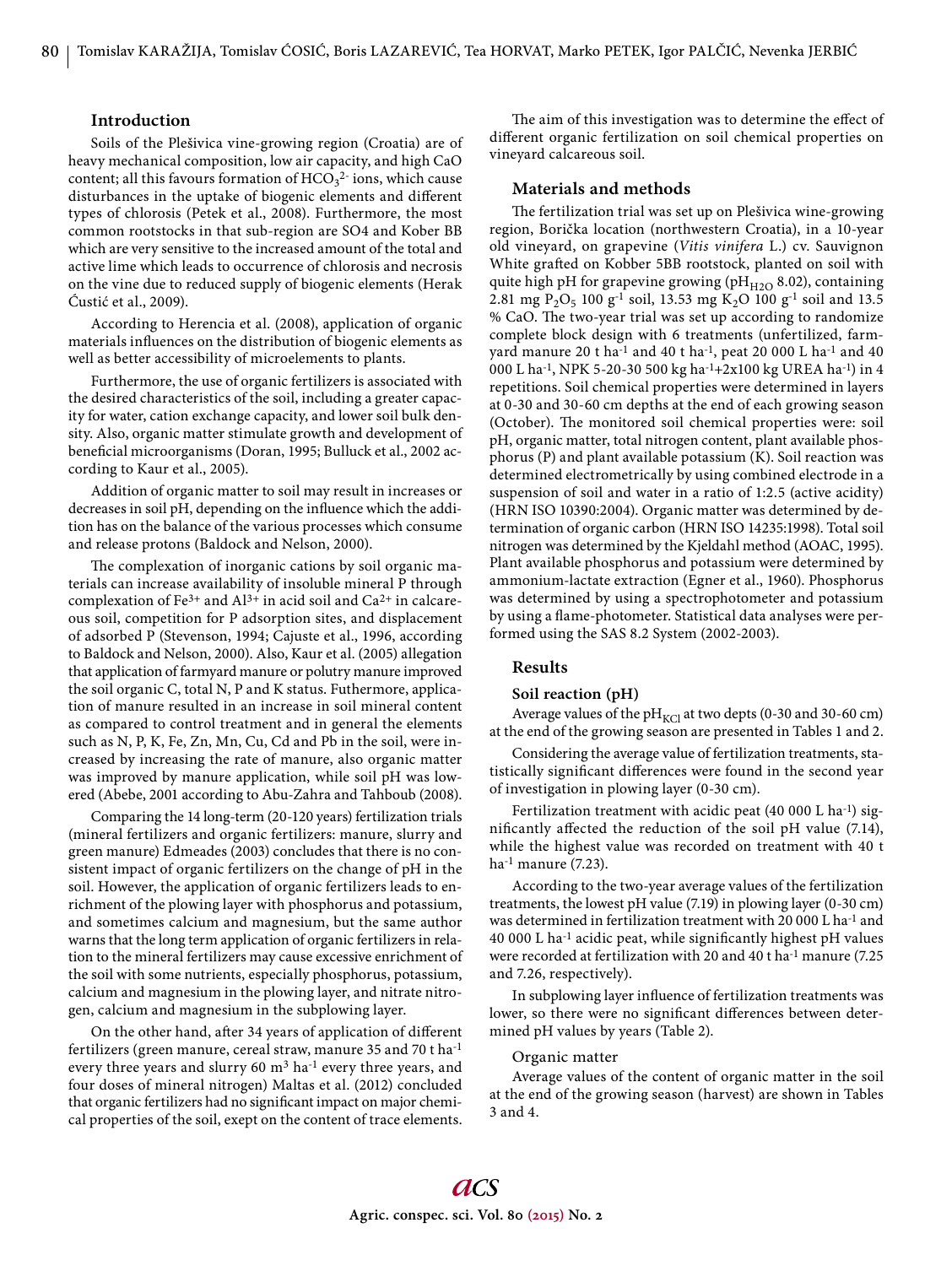## Introduction

Soils of the Plešivica vine-growing region (Croatia) are of heavy mechanical composition, low air capacity, and high CaO content; all this favours formation of $HCO_3^{2-}$ ions, which cause disturbances in the uptake of biogenic elements and different types of chlorosis (Petek et al., 2008). Furthermore, the most common rootstocks in that sub-region are SO4 and Kober BB which are very sensitive to the increased amount of the total and active lime which leads to occurrence of chlorosis and necrosis on the vine due to reduced supply of biogenic elements (Herak Ćustić et al., 2009).

According to Herencia et al. (2008), application of organic materials influences on the distribution of biogenic elements as well as better accessibility of microelements to plants.

Furthermore, the use of organic fertilizers is associated with the desired characteristics of the soil, including a greater capacity for water, cation exchange capacity, and lower soil bulk density. Also, organic matter stimulate growth and development of beneficial microorganisms (Doran, 1995; Bulluck et al., 2002 according to Kaur et al., 2005).

Addition of organic matter to soil may result in increases or decreases in soil pH, depending on the influence which the addition has on the balance of the various processes which consume and release protons (Baldock and Nelson, 2000).

The complexation of inorganic cations by soil organic materials can increase availability of insoluble mineral P through complexation of $Fe^{3+}$ and $Al^{3+}$ in acid soil and $Ca^{2+}$ in calcareous soil, competition for P adsorption sites, and displacement of adsorbed P (Stevenson, 1994; Cajuste et al., 1996, according to Baldock and Nelson, 2000). Also, Kaur et al. (2005) allegation that application of farmyard manure or polutry manure improved the soil organic C, total N, P and K status. Futhermore, application of manure resulted in an increase in soil mineral content as compared to control treatment and in general the elements such as N, P, K, Fe, Zn, Mn, Cu, Cd and Pb in the soil, were increased by increasing the rate of manure, also organic matter was improved by manure application, while soil pH was lowered (Abebe, 2001 according to Abu-Zahra and Tahboub (2008).

Comparing the 14 long-term (20-120 years) fertilization trials (mineral fertilizers and organic fertilizers: manure, slurry and green manure) Edmeades (2003) concludes that there is no consistent impact of organic fertilizers on the change of pH in the soil. However, the application of organic fertilizers leads to enrichment of the plowing layer with phosphorus and potassium, and sometimes calcium and magnesium, but the same author warns that the long term application of organic fertilizers in relation to the mineral fertilizers may cause excessive enrichment of the soil with some nutrients, especially phosphorus, potassium, calcium and magnesium in the plowing layer, and nitrate nitrogen, calcium and magnesium in the subplowing layer.

On the other hand, after 34 years of application of different fertilizers (green manure, cereal straw, manure 35 and 70 t ha$^{-1}$ every three years and slurry 60 m$^3$ ha$^{-1}$ every three years, and four doses of mineral nitrogen) Maltas et al. (2012) concluded that organic fertilizers had no significant impact on major chemical properties of the soil, exept on the content of trace elements.

The aim of this investigation was to determine the effect of different organic fertilization on soil chemical properties on vineyard calcareous soil.

## Materials and methods

The fertilization trial was set up on Plešivica wine-growing region, Borička location (northwestern Croatia), in a 10-year old vineyard, on grapevine (*Vitis vinifera* L.) cv. Sauvignon White grafted on Kobber 5BB rootstock, planted on soil with quite high pH for grapevine growing ($pH_{H2O}$ 8.02), containing 2.81 mg $P_2O_5$ 100 g$^{-1}$ soil, 13.53 mg $K_2O$ 100 g$^{-1}$ soil and 13.5 % CaO. The two-year trial was set up according to randomize complete block design with 6 treatments (unfertilized, farmyard manure 20 t ha$^{-1}$ and 40 t ha$^{-1}$, peat 20 000 L ha$^{-1}$ and 40 000 L ha$^{-1}$, NPK 5-20-30 500 kg ha$^{-1}$+2x100 kg UREA ha$^{-1}$) in 4 repetitions. Soil chemical properties were determined in layers at 0-30 and 30-60 cm depths at the end of each growing season (October). The monitored soil chemical properties were: soil pH, organic matter, total nitrogen content, plant available phosphorus (P) and plant available potassium (K). Soil reaction was determined electrometrically by using combined electrode in a suspension of soil and water in a ratio of 1:2.5 (active acidity) (HRN ISO 10390:2004). Organic matter was determined by determination of organic carbon (HRN ISO 14235:1998). Total soil nitrogen was determined by the Kjeldahl method (AOAC, 1995). Plant available phosphorus and potassium were determined by ammonium-lactate extraction (Egner et al., 1960). Phosphorus was determined by using a spectrophotometer and potassium by using a flame-photometer. Statistical data analyses were performed using the SAS 8.2 System (2002-2003).

## Results

### Soil reaction (pH)

Average values of the $pH_{KCl}$ at two depts (0-30 and 30-60 cm) at the end of the growing season are presented in Tables 1 and 2.

Considering the average value of fertilization treatments, statistically significant differences were found in the second year of investigation in plowing layer (0-30 cm).

Fertilization treatment with acidic peat (40 000 L ha$^{-1}$) significantly affected the reduction of the soil pH value (7.14), while the highest value was recorded on treatment with 40 t ha$^{-1}$ manure (7.23).

According to the two-year average values of the fertilization treatments, the lowest pH value (7.19) in plowing layer (0-30 cm) was determined in fertilization treatment with 20 000 L ha$^{-1}$ and 40 000 L ha$^{-1}$ acidic peat, while significantly highest pH values were recorded at fertilization with 20 and 40 t ha$^{-1}$ manure (7.25 and 7.26, respectively).

In subplowing layer influence of fertilization treatments was lower, so there were no significant differences between determined pH values by years (Table 2).

### Organic matter

Average values of the content of organic matter in the soil at the end of the growing season (harvest) are shown in Tables 3 and 4.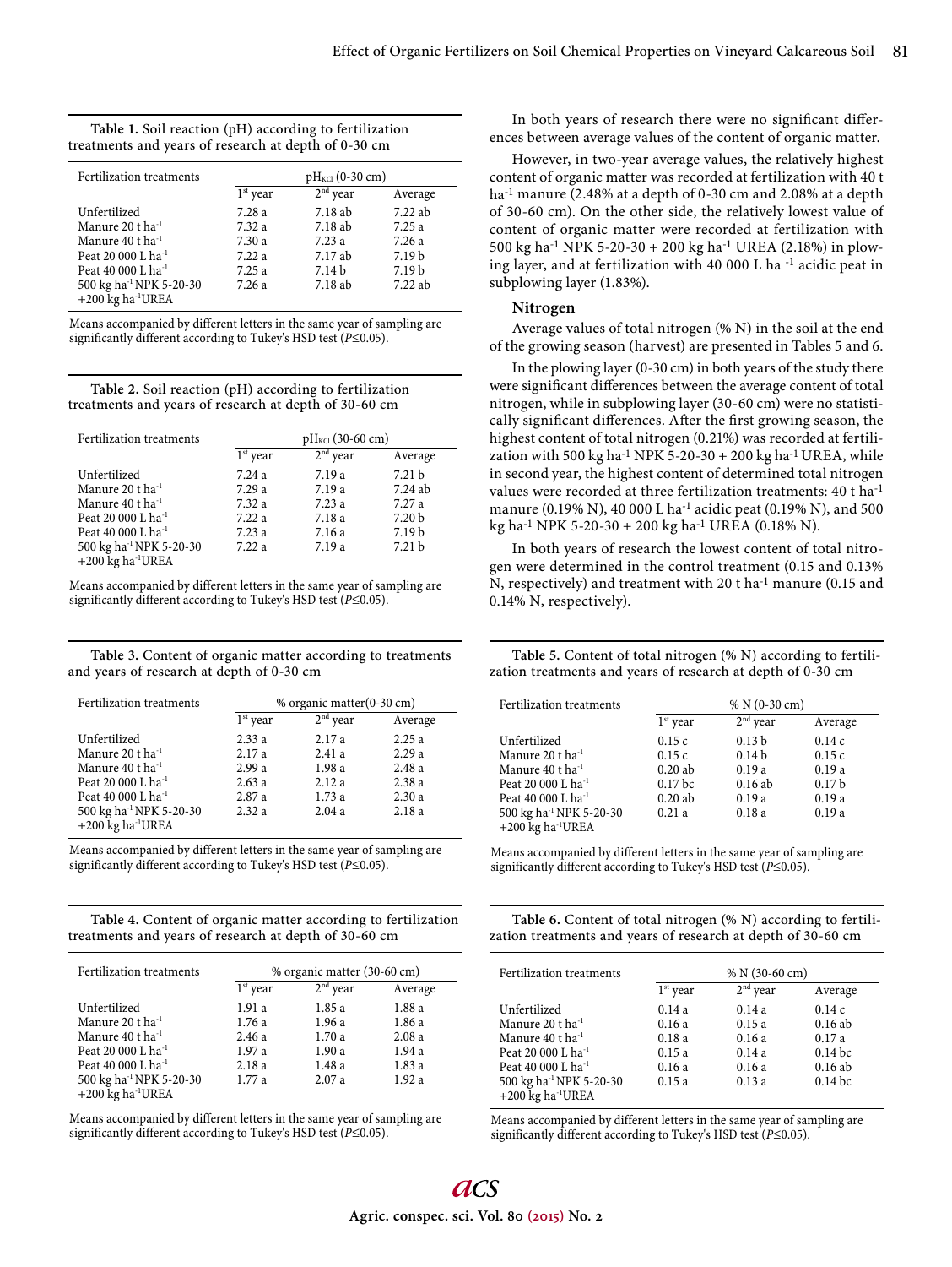**Table 1.** Soil reaction (pH) according to fertilization treatments and years of research at depth of 0-30 cm

| Fertilization treatments | $pH_{KCl}$ (0-30 cm) | | |
|---|---|---|---|
| | 1st year | 2nd year | Average |
| Unfertilized | 7.28 a | 7.18 ab | 7.22 ab |
| Manure 20 t ha$^{-1}$ | 7.32 a | 7.18 ab | 7.25 a |
| Manure 40 t ha$^{-1}$ | 7.30 a | 7.23 a | 7.26 a |
| Peat 20 000 L ha$^{-1}$ | 7.22 a | 7.17 ab | 7.19 b |
| Peat 40 000 L ha$^{-1}$ | 7.25 a | 7.14 b | 7.19 b |
| 500 kg ha$^{-1}$ NPK 5-20-30 +200 kg ha$^{-1}$UREA | 7.26 a | 7.18 ab | 7.22 ab |

Means accompanied by different letters in the same year of sampling are significantly different according to Tukey's HSD test ($P\leq0.05$).

**Table 2.** Soil reaction (pH) according to fertilization treatments and years of research at depth of 30-60 cm

| Fertilization treatments | $pH_{KCl}$ (30-60 cm) | | |
|---|---|---|---|
| | 1st year | 2nd year | Average |
| Unfertilized | 7.24 a | 7.19 a | 7.21 b |
| Manure 20 t ha$^{-1}$ | 7.29 a | 7.19 a | 7.24 ab |
| Manure 40 t ha$^{-1}$ | 7.32 a | 7.23 a | 7.27 a |
| Peat 20 000 L ha$^{-1}$ | 7.22 a | 7.18 a | 7.20 b |
| Peat 40 000 L ha$^{-1}$ | 7.23 a | 7.16 a | 7.19 b |
| 500 kg ha$^{-1}$ NPK 5-20-30 +200 kg ha$^{-1}$UREA | 7.22 a | 7.19 a | 7.21 b |

Means accompanied by different letters in the same year of sampling are significantly different according to Tukey's HSD test ($P\leq0.05$).

**Table 3.** Content of organic matter according to treatments and years of research at depth of 0-30 cm

| Fertilization treatments | % organic matter(0-30 cm) | | |
|---|---|---|---|
| | 1st year | 2nd year | Average |
| Unfertilized | 2.33 a | 2.17 a | 2.25 a |
| Manure 20 t ha$^{-1}$ | 2.17 a | 2.41 a | 2.29 a |
| Manure 40 t ha$^{-1}$ | 2.99 a | 1.98 a | 2.48 a |
| Peat 20 000 L ha$^{-1}$ | 2.63 a | 2.12 a | 2.38 a |
| Peat 40 000 L ha$^{-1}$ | 2.87 a | 1.73 a | 2.30 a |
| 500 kg ha$^{-1}$ NPK 5-20-30 +200 kg ha$^{-1}$UREA | 2.32 a | 2.04 a | 2.18 a |

Means accompanied by different letters in the same year of sampling are significantly different according to Tukey's HSD test ($P\leq0.05$).

**Table 4.** Content of organic matter according to fertilization treatments and years of research at depth of 30-60 cm

| Fertilization treatments | % organic matter (30-60 cm) | | |
|---|---|---|---|
| | 1st year | 2nd year | Average |
| Unfertilized | 1.91 a | 1.85 a | 1.88 a |
| Manure 20 t ha$^{-1}$ | 1.76 a | 1.96 a | 1.86 a |
| Manure 40 t ha$^{-1}$ | 2.46 a | 1.70 a | 2.08 a |
| Peat 20 000 L ha$^{-1}$ | 1.97 a | 1.90 a | 1.94 a |
| Peat 40 000 L ha$^{-1}$ | 2.18 a | 1.48 a | 1.83 a |
| 500 kg ha$^{-1}$ NPK 5-20-30 +200 kg ha$^{-1}$UREA | 1.77 a | 2.07 a | 1.92 a |

Means accompanied by different letters in the same year of sampling are significantly different according to Tukey's HSD test ($P\leq0.05$).

In both years of research there were no significant differences between average values of the content of organic matter.

However, in two-year average values, the relatively highest content of organic matter was recorded at fertilization with 40 t ha$^{-1}$ manure (2.48% at a depth of 0-30 cm and 2.08% at a depth of 30-60 cm). On the other side, the relatively lowest value of content of organic matter were recorded at fertilization with 500 kg ha$^{-1}$ NPK 5-20-30 + 200 kg ha$^{-1}$ UREA (2.18%) in plowing layer, and at fertilization with 40 000 L ha $^{-1}$ acidic peat in subplowing layer (1.83%).

### Nitrogen

Average values of total nitrogen (% N) in the soil at the end of the growing season (harvest) are presented in Tables 5 and 6.

In the plowing layer (0-30 cm) in both years of the study there were significant differences between the average content of total nitrogen, while in subplowing layer (30-60 cm) were no statistically significant differences. After the first growing season, the highest content of total nitrogen (0.21%) was recorded at fertilization with 500 kg ha$^{-1}$ NPK 5-20-30 + 200 kg ha$^{-1}$ UREA, while in second year, the highest content of determined total nitrogen values were recorded at three fertilization treatments: 40 t ha$^{-1}$ manure (0.19% N), 40 000 L ha$^{-1}$ acidic peat (0.19% N), and 500 kg ha$^{-1}$ NPK 5-20-30 + 200 kg ha$^{-1}$ UREA (0.18% N).

In both years of research the lowest content of total nitrogen were determined in the control treatment (0.15 and 0.13% N, respectively) and treatment with 20 t ha$^{-1}$ manure (0.15 and 0.14% N, respectively).

**Table 5.** Content of total nitrogen (% N) according to fertilization treatments and years of research at depth of 0-30 cm

| Fertilization treatments | % N (0-30 cm) | | |
|---|---|---|---|
| | 1st year | 2nd year | Average |
| Unfertilized | 0.15 c | 0.13 b | 0.14 c |
| Manure 20 t ha$^{-1}$ | 0.15 c | 0.14 b | 0.15 c |
| Manure 40 t ha$^{-1}$ | 0.20 ab | 0.19 a | 0.19 a |
| Peat 20 000 L ha$^{-1}$ | 0.17 bc | 0.16 ab | 0.17 b |
| Peat 40 000 L ha$^{-1}$ | 0.20 ab | 0.19 a | 0.19 a |
| 500 kg ha$^{-1}$ NPK 5-20-30 +200 kg ha$^{-1}$UREA | 0.21 a | 0.18 a | 0.19 a |

Means accompanied by different letters in the same year of sampling are significantly different according to Tukey's HSD test ($P\leq0.05$).

**Table 6.** Content of total nitrogen (% N) according to fertilization treatments and years of research at depth of 30-60 cm

| Fertilization treatments | % N (30-60 cm) | | |
|---|---|---|---|
| | 1st year | 2nd year | Average |
| Unfertilized | 0.14 a | 0.14 a | 0.14 c |
| Manure 20 t ha$^{-1}$ | 0.16 a | 0.15 a | 0.16 ab |
| Manure 40 t ha$^{-1}$ | 0.18 a | 0.16 a | 0.17 a |
| Peat 20 000 L ha$^{-1}$ | 0.15 a | 0.14 a | 0.14 bc |
| Peat 40 000 L ha$^{-1}$ | 0.16 a | 0.16 a | 0.16 ab |
| 500 kg ha$^{-1}$ NPK 5-20-30 +200 kg ha$^{-1}$UREA | 0.15 a | 0.13 a | 0.14 bc |

Means accompanied by different letters in the same year of sampling are significantly different according to Tukey's HSD test ($P\leq0.05$).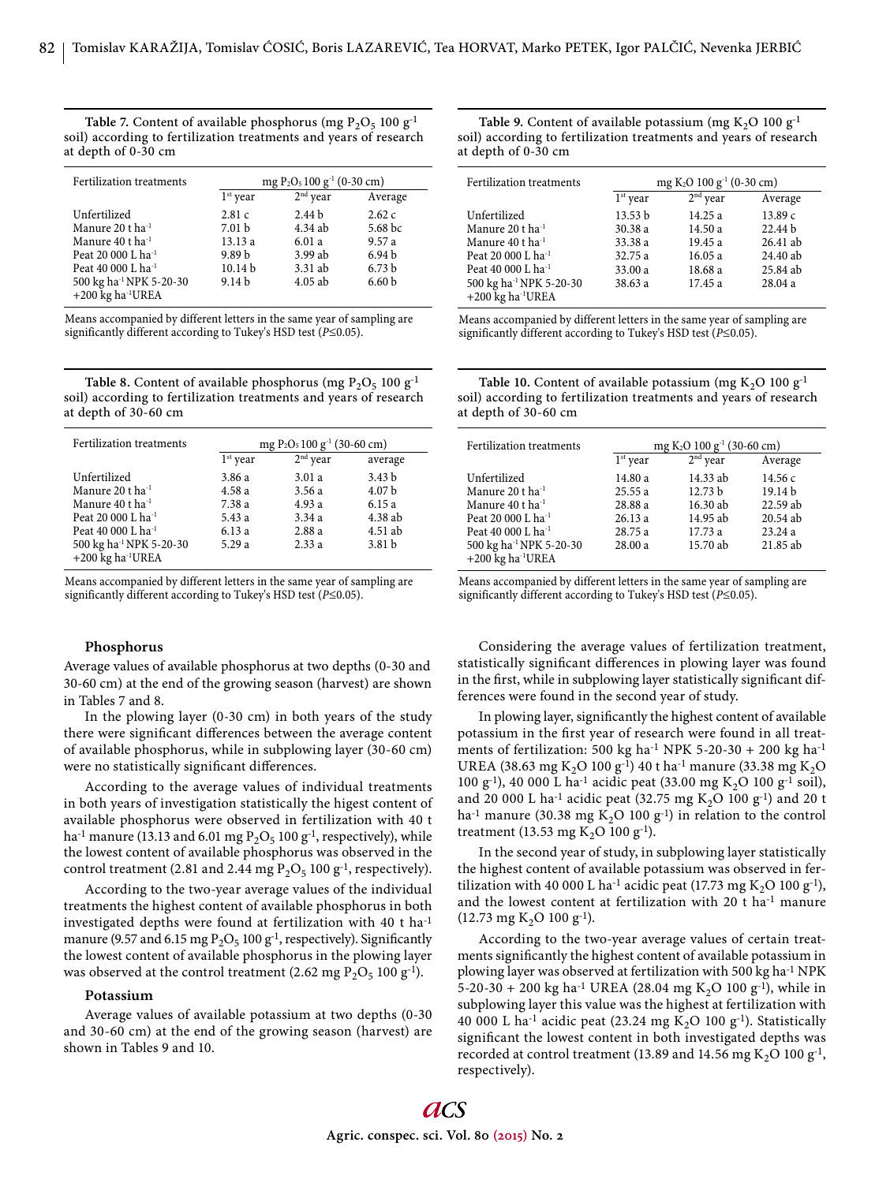**Table 7.** Content of available phosphorus (mg $P_2O_5$ 100 $g^{-1}$ soil) according to fertilization treatments and years of research at depth of 0-30 cm

| Fertilization treatments | mg $P_2O_5$ 100 $g^{-1}$ (0-30 cm) | | |
|---|---|---|---|
| | 1st year | 2nd year | Average |
| Unfertilized | 2.81 c | 2.44 b | 2.62 c |
| Manure 20 t ha$^{-1}$ | 7.01 b | 4.34 ab | 5.68 bc |
| Manure 40 t ha$^{-1}$ | 13.13 a | 6.01 a | 9.57 a |
| Peat 20 000 L ha$^{-1}$ | 9.89 b | 3.99 ab | 6.94 b |
| Peat 40 000 L ha$^{-1}$ | 10.14 b | 3.31 ab | 6.73 b |
| 500 kg ha$^{-1}$ NPK 5-20-30 +200 kg ha$^{-1}$UREA | 9.14 b | 4.05 ab | 6.60 b |

Means accompanied by different letters in the same year of sampling are significantly different according to Tukey's HSD test ($P \leq 0.05$).

**Table 8.** Content of available phosphorus (mg $P_2O_5$ 100 $g^{-1}$ soil) according to fertilization treatments and years of research at depth of 30-60 cm

| Fertilization treatments | mg $P_2O_5$ 100 $g^{-1}$ (30-60 cm) | | |
|---|---|---|---|
| | 1st year | 2nd year | average |
| Unfertilized | 3.86 a | 3.01 a | 3.43 b |
| Manure 20 t ha$^{-1}$ | 4.58 a | 3.56 a | 4.07 b |
| Manure 40 t ha$^{-1}$ | 7.38 a | 4.93 a | 6.15 a |
| Peat 20 000 L ha$^{-1}$ | 5.43 a | 3.34 a | 4.38 ab |
| Peat 40 000 L ha$^{-1}$ | 6.13 a | 2.88 a | 4.51 ab |
| 500 kg ha$^{-1}$ NPK 5-20-30 +200 kg ha$^{-1}$UREA | 5.29 a | 2.33 a | 3.81 b |

Means accompanied by different letters in the same year of sampling are significantly different according to Tukey's HSD test ($P \leq 0.05$).

**Table 9.** Content of available potassium (mg $K_2O$ 100 $g^{-1}$ soil) according to fertilization treatments and years of research at depth of 0-30 cm

| Fertilization treatments | mg $K_2O$ 100 $g^{-1}$ (0-30 cm) | | |
|---|---|---|---|
| | 1st year | 2nd year | Average |
| Unfertilized | 13.53 b | 14.25 a | 13.89 c |
| Manure 20 t ha$^{-1}$ | 30.38 a | 14.50 a | 22.44 b |
| Manure 40 t ha$^{-1}$ | 33.38 a | 19.45 a | 26.41 ab |
| Peat 20 000 L ha$^{-1}$ | 32.75 a | 16.05 a | 24.40 ab |
| Peat 40 000 L ha$^{-1}$ | 33.00 a | 18.68 a | 25.84 ab |
| 500 kg ha$^{-1}$ NPK 5-20-30 +200 kg ha$^{-1}$UREA | 38.63 a | 17.45 a | 28.04 a |

Means accompanied by different letters in the same year of sampling are significantly different according to Tukey's HSD test ($P \leq 0.05$).

**Table 10.** Content of available potassium (mg $K_2O$ 100 $g^{-1}$ soil) according to fertilization treatments and years of research at depth of 30-60 cm

| Fertilization treatments | mg $K_2O$ 100 $g^{-1}$ (30-60 cm) | | |
|---|---|---|---|
| | 1st year | 2nd year | Average |
| Unfertilized | 14.80 a | 14.33 ab | 14.56 c |
| Manure 20 t ha$^{-1}$ | 25.55 a | 12.73 b | 19.14 b |
| Manure 40 t ha$^{-1}$ | 28.88 a | 16.30 ab | 22.59 ab |
| Peat 20 000 L ha$^{-1}$ | 26.13 a | 14.95 ab | 20.54 ab |
| Peat 40 000 L ha$^{-1}$ | 28.75 a | 17.73 a | 23.24 a |
| 500 kg ha$^{-1}$ NPK 5-20-30 +200 kg ha$^{-1}$UREA | 28.00 a | 15.70 ab | 21.85 ab |

Means accompanied by different letters in the same year of sampling are significantly different according to Tukey's HSD test ($P \leq 0.05$).

### Phosphorus

Average values of available phosphorus at two depths (0-30 and 30-60 cm) at the end of the growing season (harvest) are shown in Tables 7 and 8.

In the plowing layer (0-30 cm) in both years of the study there were significant differences between the average content of available phosphorus, while in subplowing layer (30-60 cm) were no statistically significant differences.

According to the average values of individual treatments in both years of investigation statistically the higest content of available phosphorus were observed in fertilization with 40 t ha$^{-1}$ manure (13.13 and 6.01 mg $P_2O_5$ 100 $g^{-1}$, respectively), while the lowest content of available phosphorus was observed in the control treatment (2.81 and 2.44 mg $P_2O_5$ 100 $g^{-1}$, respectively).

According to the two-year average values of the individual treatments the highest content of available phosphorus in both investigated depths were found at fertilization with 40 t ha$^{-1}$ manure (9.57 and 6.15 mg $P_2O_5$ 100 $g^{-1}$, respectively). Significantly the lowest content of available phosphorus in the plowing layer was observed at the control treatment (2.62 mg $P_2O_5$ 100 $g^{-1}$).

### Potassium

Average values of available potassium at two depths (0-30 and 30-60 cm) at the end of the growing season (harvest) are shown in Tables 9 and 10.

Considering the average values of fertilization treatment, statistically significant differences in plowing layer was found in the first, while in subplowing layer statistically significant differences were found in the second year of study.

In plowing layer, significantly the highest content of available potassium in the first year of research were found in all treatments of fertilization: 500 kg ha$^{-1}$ NPK 5-20-30 + 200 kg ha$^{-1}$ UREA (38.63 mg $K_2O$ 100 $g^{-1}$) 40 t ha$^{-1}$ manure (33.38 mg $K_2O$ 100 $g^{-1}$), 40 000 L ha$^{-1}$ acidic peat (33.00 mg $K_2O$ 100 $g^{-1}$ soil), and 20 000 L ha$^{-1}$ acidic peat (32.75 mg $K_2O$ 100 $g^{-1}$) and 20 t ha$^{-1}$ manure (30.38 mg $K_2O$ 100 $g^{-1}$) in relation to the control treatment (13.53 mg $K_2O$ 100 $g^{-1}$).

In the second year of study, in subplowing layer statistically the highest content of available potassium was observed in fertilization with 40 000 L ha$^{-1}$ acidic peat (17.73 mg $K_2O$ 100 $g^{-1}$), and the lowest content at fertilization with 20 t ha$^{-1}$ manure (12.73 mg $K_2O$ 100 $g^{-1}$).

According to the two-year average values of certain treatments significantly the highest content of available potassium in plowing layer was observed at fertilization with 500 kg ha$^{-1}$ NPK 5-20-30 + 200 kg ha$^{-1}$ UREA (28.04 mg $K_2O$ 100 $g^{-1}$), while in subplowing layer this value was the highest at fertilization with 40 000 L ha$^{-1}$ acidic peat (23.24 mg $K_2O$ 100 $g^{-1}$). Statistically significant the lowest content in both investigated depths was recorded at control treatment (13.89 and 14.56 mg $K_2O$ 100 $g^{-1}$, respectively).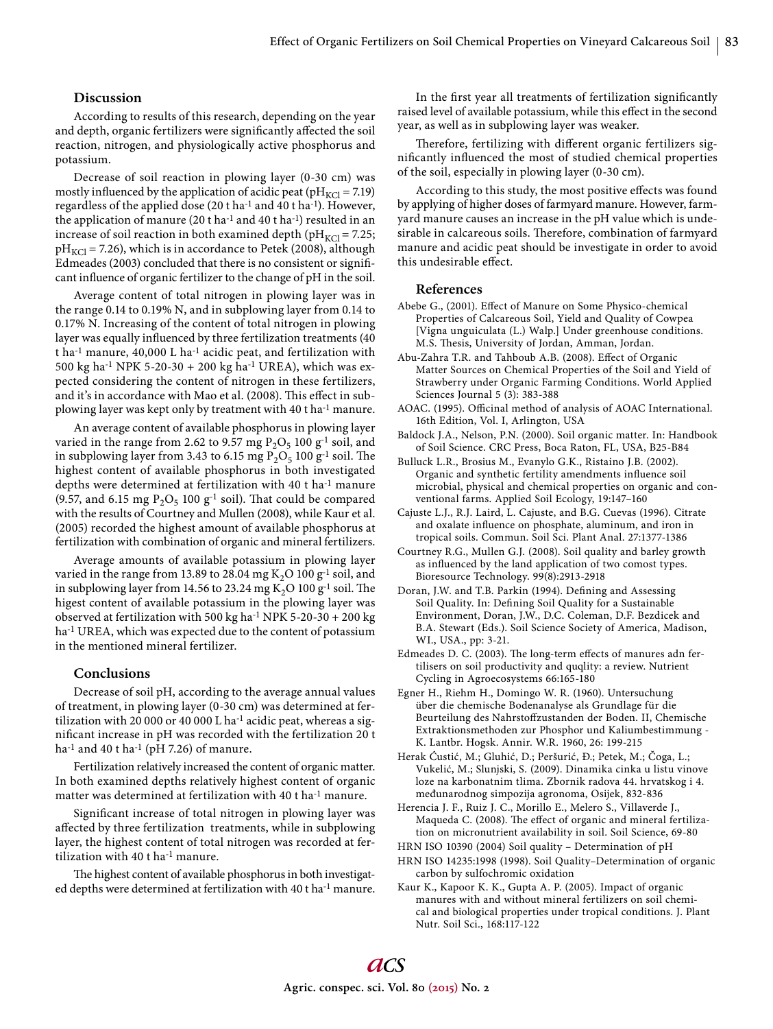## Discussion

According to results of this research, depending on the year and depth, organic fertilizers were significantly affected the soil reaction, nitrogen, and physiologically active phosphorus and potassium.

Decrease of soil reaction in plowing layer (0-30 cm) was mostly influenced by the application of acidic peat ($pH_{KCl}$ = 7.19) regardless of the applied dose (20 t $ha^{-1}$ and 40 t $ha^{-1}$). However, the application of manure (20 t $ha^{-1}$ and 40 t $ha^{-1}$) resulted in an increase of soil reaction in both examined depth ($pH_{KCl}$ = 7.25; $pH_{KCl}$ = 7.26), which is in accordance to Petek (2008), although Edmeades (2003) concluded that there is no consistent or significant influence of organic fertilizer to the change of pH in the soil.

Average content of total nitrogen in plowing layer was in the range 0.14 to 0.19% N, and in subplowing layer from 0.14 to 0.17% N. Increasing of the content of total nitrogen in plowing layer was equally influenced by three fertilization treatments (40 t $ha^{-1}$ manure, 40,000 L $ha^{-1}$ acidic peat, and fertilization with 500 kg $ha^{-1}$ NPK 5-20-30 + 200 kg $ha^{-1}$ UREA), which was expected considering the content of nitrogen in these fertilizers, and it's in accordance with Mao et al. (2008). This effect in subplowing layer was kept only by treatment with 40 t $ha^{-1}$ manure.

An average content of available phosphorus in plowing layer varied in the range from 2.62 to 9.57 mg $P_2O_5$ 100 $g^{-1}$ soil, and in subplowing layer from 3.43 to 6.15 mg $P_2O_5$ 100 $g^{-1}$ soil. The highest content of available phosphorus in both investigated depths were determined at fertilization with 40 t $ha^{-1}$ manure (9.57, and 6.15 mg $P_2O_5$ 100 $g^{-1}$ soil). That could be compared with the results of Courtney and Mullen (2008), while Kaur et al. (2005) recorded the highest amount of available phosphorus at fertilization with combination of organic and mineral fertilizers.

Average amounts of available potassium in plowing layer varied in the range from 13.89 to 28.04 mg $K_2O$ 100 $g^{-1}$ soil, and in subplowing layer from 14.56 to 23.24 mg $K_2O$ 100 $g^{-1}$ soil. The higest content of available potassium in the plowing layer was observed at fertilization with 500 kg $ha^{-1}$ NPK 5-20-30 + 200 kg $ha^{-1}$ UREA, which was expected due to the content of potassium in the mentioned mineral fertilizer.

## Conclusions

Decrease of soil pH, according to the average annual values of treatment, in plowing layer (0-30 cm) was determined at fertilization with 20 000 or 40 000 L $ha^{-1}$ acidic peat, whereas a significant increase in pH was recorded with the fertilization 20 t $ha^{-1}$ and 40 t $ha^{-1}$ (pH 7.26) of manure.

Fertilization relatively increased the content of organic matter. In both examined depths relatively highest content of organic matter was determined at fertilization with 40 t $ha^{-1}$ manure.

Significant increase of total nitrogen in plowing layer was affected by three fertilization treatments, while in subplowing layer, the highest content of total nitrogen was recorded at fertilization with 40 t $ha^{-1}$ manure.

The highest content of available phosphorus in both investigated depths were determined at fertilization with 40 t $ha^{-1}$ manure.

In the first year all treatments of fertilization significantly raised level of available potassium, while this effect in the second year, as well as in subplowing layer was weaker.

Therefore, fertilizing with different organic fertilizers significantly influenced the most of studied chemical properties of the soil, especially in plowing layer (0-30 cm).

According to this study, the most positive effects was found by applying of higher doses of farmyard manure. However, farmyard manure causes an increase in the pH value which is undesirable in calcareous soils. Therefore, combination of farmyard manure and acidic peat should be investigate in order to avoid this undesirable effect.

## References

Abebe G., (2001). Effect of Manure on Some Physico-chemical Properties of Calcareous Soil, Yield and Quality of Cowpea [Vigna unguiculata (L.) Walp.] Under greenhouse conditions. M.S. Thesis, University of Jordan, Amman, Jordan.

Abu-Zahra T.R. and Tahboub A.B. (2008). Effect of Organic Matter Sources on Chemical Properties of the Soil and Yield of Strawberry under Organic Farming Conditions. World Applied Sciences Journal 5 (3): 383-388

AOAC. (1995). Officinal method of analysis of AOAC International. 16th Edition, Vol. I, Arlington, USA

Baldock J.A., Nelson, P.N. (2000). Soil organic matter. In: Handbook of Soil Science. CRC Press, Boca Raton, FL, USA, B25-B84

Bulluck L.R., Brosius M., Evanylo G.K., Ristaino J.B. (2002). Organic and synthetic fertility amendments influence soil microbial, physical and chemical properties on organic and conventional farms. Applied Soil Ecology, 19:147–160

Cajuste L.J., R.J. Laird, L. Cajuste, and B.G. Cuevas (1996). Citrate and oxalate influence on phosphate, aluminum, and iron in tropical soils. Commun. Soil Sci. Plant Anal. 27:1377-1386

Courtney R.G., Mullen G.J. (2008). Soil quality and barley growth as influenced by the land application of two comost types. Bioresource Technology. 99(8):2913-2918

Doran, J.W. and T.B. Parkin (1994). Defining and Assessing Soil Quality. In: Defining Soil Quality for a Sustainable Environment, Doran, J.W., D.C. Coleman, D.F. Bezdicek and B.A. Stewart (Eds.). Soil Science Society of America, Madison, WI., USA., pp: 3-21.

Edmeades D. C. (2003). The long-term effects of manures adn fertilisers on soil productivity and quqlity: a review. Nutrient Cycling in Agroecosystems 66:165-180

Egner H., Riehm H., Domingo W. R. (1960). Untersuchung über die chemische Bodenanalyse als Grundlage für die Beurteilung des Nahrstoffzustanden der Boden. II, Chemische Extraktionsmethoden zur Phosphor und Kaliumbestimmung - K. Lantbr. Hogsk. Annir. W.R. 1960, 26: 199-215

Herak Ćustić, M.; Gluhić, D.; Peršurić, Đ.; Petek, M.; Čoga, L.; Vukelić, M.; Slunjski, S. (2009). Dinamika cinka u listu vinove loze na karbonatnim tlima. Zbornik radova 44. hrvatskog i 4. međunarodnog simpozija agronoma, Osijek, 832-836

Herencia J. F., Ruiz J. C., Morillo E., Melero S., Villaverde J., Maqueda C. (2008). The effect of organic and mineral fertilization on micronutrient availability in soil. Soil Science, 69-80

HRN ISO 10390 (2004) Soil quality – Determination of pH

HRN ISO 14235:1998 (1998). Soil Quality–Determination of organic carbon by sulfochromic oxidation

Kaur K., Kapoor K. K., Gupta A. P. (2005). Impact of organic manures with and without mineral fertilizers on soil chemical and biological properties under tropical conditions. J. Plant Nutr. Soil Sci., 168:117-122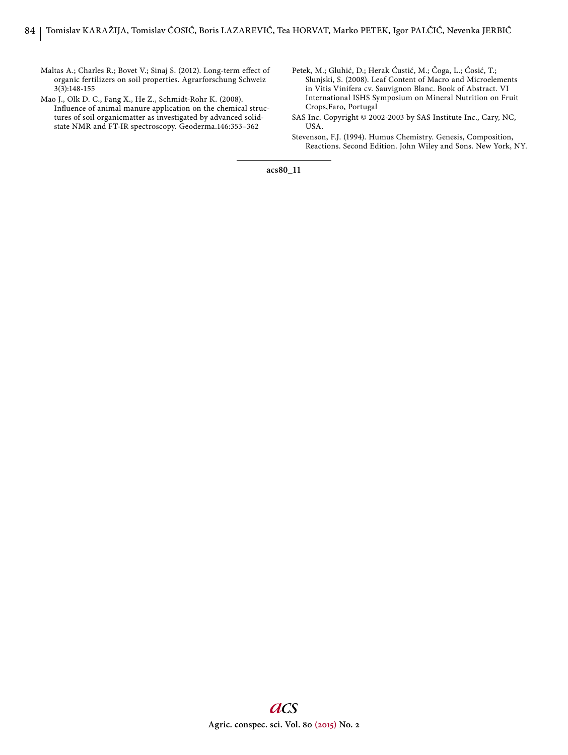Maltas A.; Charles R.; Bovet V.; Sinaj S. (2012). Long-term effect of organic fertilizers on soil properties. Agrarforschung Schweiz 3(3):148-155

Mao J., Olk D. C., Fang X., He Z., Schmidt-Rohr K. (2008). Influence of animal manure application on the chemical structures of soil organicmatter as investigated by advanced solid-state NMR and FT-IR spectroscopy. Geoderma.146:353–362

Petek, M.; Gluhić, D.; Herak Ćustić, M.; Čoga, L.; Ćosić, T.; Slunjski, S. (2008). Leaf Content of Macro and Microelements in Vitis Vinifera cv. Sauvignon Blanc. Book of Abstract. VI International ISHS Symposium on Mineral Nutrition on Fruit Crops,Faro, Portugal

SAS Inc. Copyright © 2002-2003 by SAS Institute Inc., Cary, NC, USA.

Stevenson, F.J. (1994). Humus Chemistry. Genesis, Composition, Reactions. Second Edition. John Wiley and Sons. New York, NY.

**acs80_11**